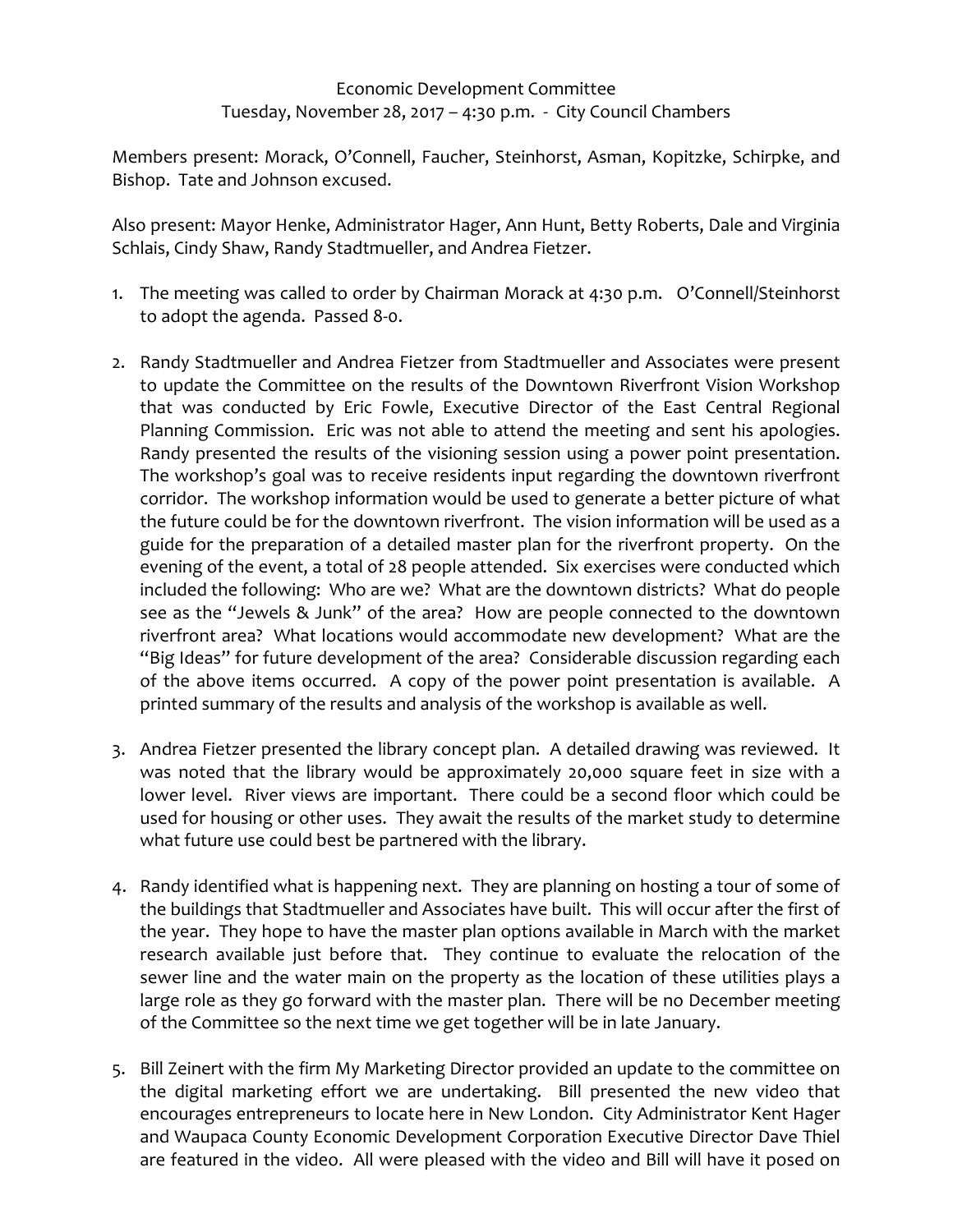Economic Development Committee
Tuesday, November 28, 2017 – 4:30 p.m. - City Council Chambers

Members present: Morack, O'Connell, Faucher, Steinhorst, Asman, Kopitzke, Schirpke, and Bishop. Tate and Johnson excused.

Also present: Mayor Henke, Administrator Hager, Ann Hunt, Betty Roberts, Dale and Virginia Schlais, Cindy Shaw, Randy Stadtmueller, and Andrea Fietzer.

1. The meeting was called to order by Chairman Morack at 4:30 p.m. O'Connell/Steinhorst to adopt the agenda. Passed 8-0.

2. Randy Stadtmueller and Andrea Fietzer from Stadtmueller and Associates were present to update the Committee on the results of the Downtown Riverfront Vision Workshop that was conducted by Eric Fowle, Executive Director of the East Central Regional Planning Commission. Eric was not able to attend the meeting and sent his apologies. Randy presented the results of the visioning session using a power point presentation. The workshop's goal was to receive residents input regarding the downtown riverfront corridor. The workshop information would be used to generate a better picture of what the future could be for the downtown riverfront. The vision information will be used as a guide for the preparation of a detailed master plan for the riverfront property. On the evening of the event, a total of 28 people attended. Six exercises were conducted which included the following: Who are we? What are the downtown districts? What do people see as the "Jewels & Junk" of the area? How are people connected to the downtown riverfront area? What locations would accommodate new development? What are the "Big Ideas" for future development of the area? Considerable discussion regarding each of the above items occurred. A copy of the power point presentation is available. A printed summary of the results and analysis of the workshop is available as well.

3. Andrea Fietzer presented the library concept plan. A detailed drawing was reviewed. It was noted that the library would be approximately 20,000 square feet in size with a lower level. River views are important. There could be a second floor which could be used for housing or other uses. They await the results of the market study to determine what future use could best be partnered with the library.

4. Randy identified what is happening next. They are planning on hosting a tour of some of the buildings that Stadtmueller and Associates have built. This will occur after the first of the year. They hope to have the master plan options available in March with the market research available just before that. They continue to evaluate the relocation of the sewer line and the water main on the property as the location of these utilities plays a large role as they go forward with the master plan. There will be no December meeting of the Committee so the next time we get together will be in late January.

5. Bill Zeinert with the firm My Marketing Director provided an update to the committee on the digital marketing effort we are undertaking. Bill presented the new video that encourages entrepreneurs to locate here in New London. City Administrator Kent Hager and Waupaca County Economic Development Corporation Executive Director Dave Thiel are featured in the video. All were pleased with the video and Bill will have it posed on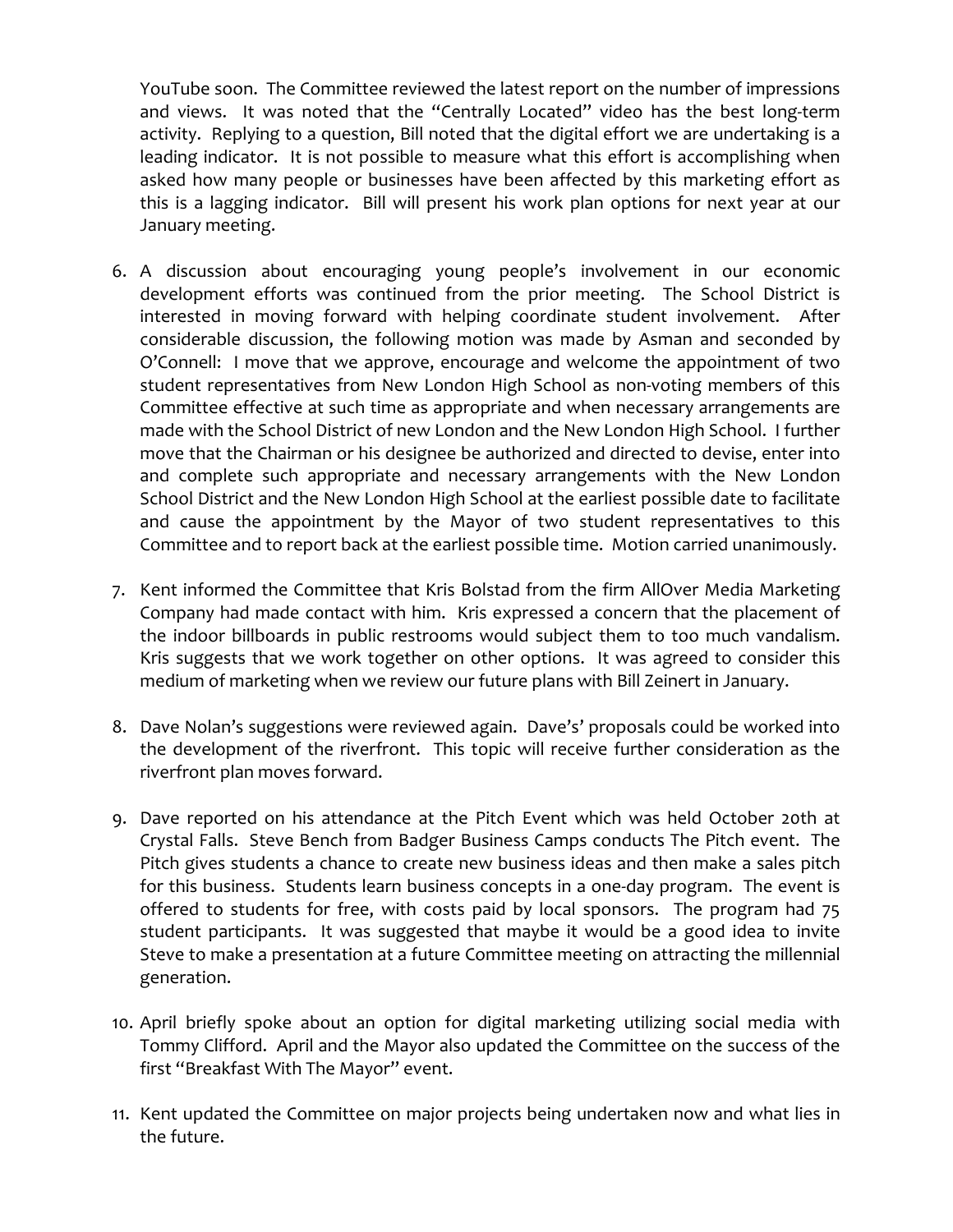YouTube soon. The Committee reviewed the latest report on the number of impressions and views. It was noted that the "Centrally Located" video has the best long-term activity. Replying to a question, Bill noted that the digital effort we are undertaking is a leading indicator. It is not possible to measure what this effort is accomplishing when asked how many people or businesses have been affected by this marketing effort as this is a lagging indicator. Bill will present his work plan options for next year at our January meeting.

6. A discussion about encouraging young people's involvement in our economic development efforts was continued from the prior meeting. The School District is interested in moving forward with helping coordinate student involvement. After considerable discussion, the following motion was made by Asman and seconded by O'Connell: I move that we approve, encourage and welcome the appointment of two student representatives from New London High School as non-voting members of this Committee effective at such time as appropriate and when necessary arrangements are made with the School District of new London and the New London High School. I further move that the Chairman or his designee be authorized and directed to devise, enter into and complete such appropriate and necessary arrangements with the New London School District and the New London High School at the earliest possible date to facilitate and cause the appointment by the Mayor of two student representatives to this Committee and to report back at the earliest possible time. Motion carried unanimously.

7. Kent informed the Committee that Kris Bolstad from the firm AllOver Media Marketing Company had made contact with him. Kris expressed a concern that the placement of the indoor billboards in public restrooms would subject them to too much vandalism. Kris suggests that we work together on other options. It was agreed to consider this medium of marketing when we review our future plans with Bill Zeinert in January.

8. Dave Nolan's suggestions were reviewed again. Dave's' proposals could be worked into the development of the riverfront. This topic will receive further consideration as the riverfront plan moves forward.

9. Dave reported on his attendance at the Pitch Event which was held October 20th at Crystal Falls. Steve Bench from Badger Business Camps conducts The Pitch event. The Pitch gives students a chance to create new business ideas and then make a sales pitch for this business. Students learn business concepts in a one-day program. The event is offered to students for free, with costs paid by local sponsors. The program had 75 student participants. It was suggested that maybe it would be a good idea to invite Steve to make a presentation at a future Committee meeting on attracting the millennial generation.

10. April briefly spoke about an option for digital marketing utilizing social media with Tommy Clifford. April and the Mayor also updated the Committee on the success of the first "Breakfast With The Mayor" event.

11. Kent updated the Committee on major projects being undertaken now and what lies in the future.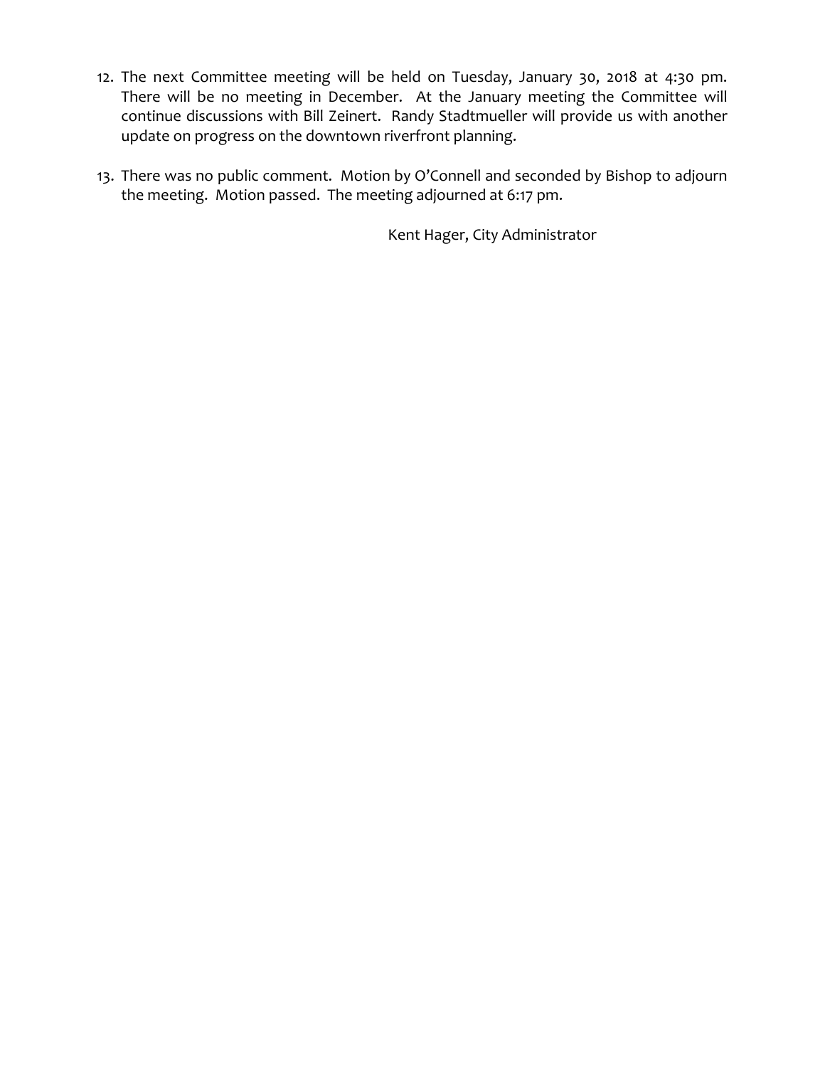12. The next Committee meeting will be held on Tuesday, January 30, 2018 at 4:30 pm. There will be no meeting in December. At the January meeting the Committee will continue discussions with Bill Zeinert. Randy Stadtmueller will provide us with another update on progress on the downtown riverfront planning.

13. There was no public comment. Motion by O'Connell and seconded by Bishop to adjourn the meeting. Motion passed. The meeting adjourned at 6:17 pm.

Kent Hager, City Administrator